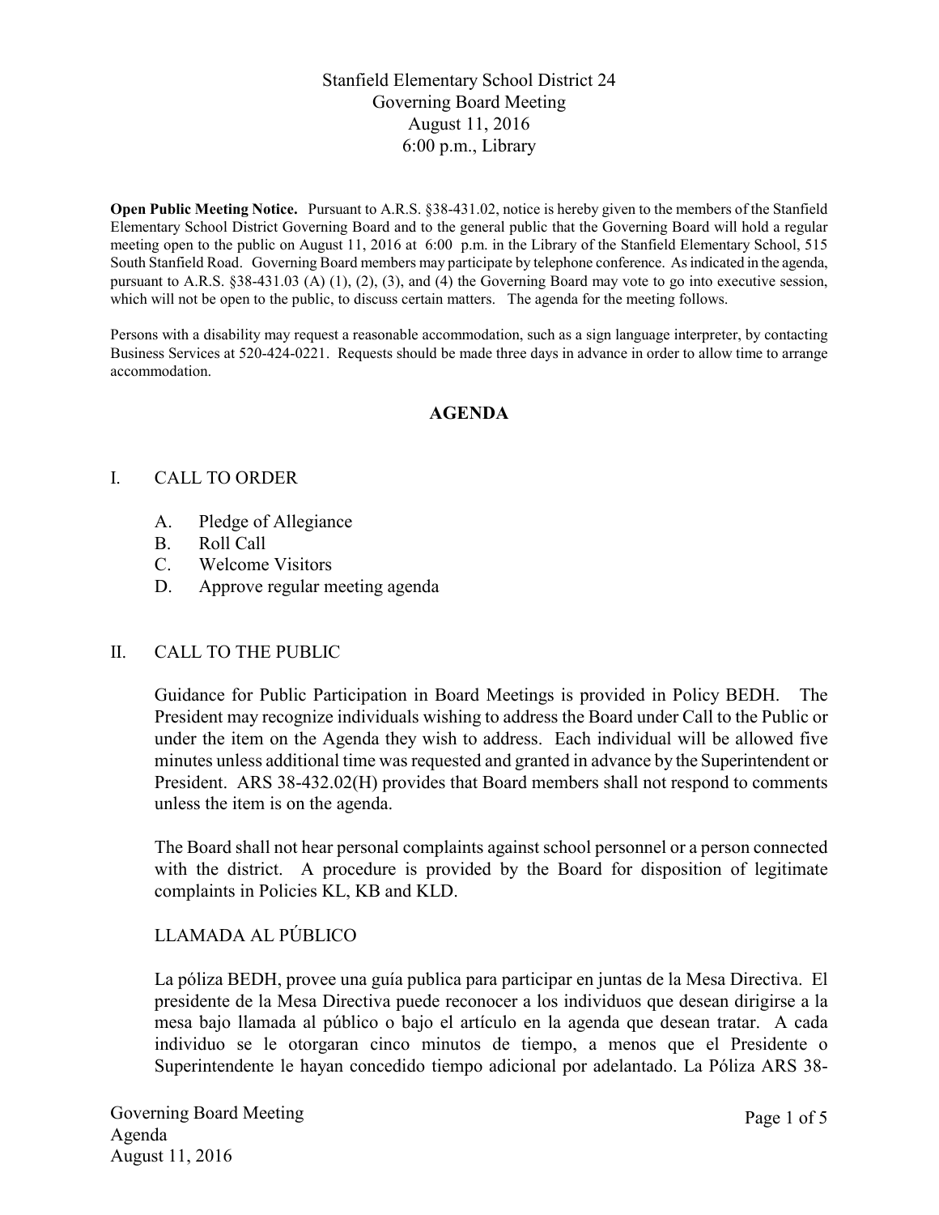# Stanfield Elementary School District 24
## Governing Board Meeting
### August 11, 2016
### 6:00 p.m., Library

**Open Public Meeting Notice.** Pursuant to A.R.S. §38-431.02, notice is hereby given to the members of the Stanfield Elementary School District Governing Board and to the general public that the Governing Board will hold a regular meeting open to the public on August 11, 2016 at 6:00 p.m. in the Library of the Stanfield Elementary School, 515 South Stanfield Road. Governing Board members may participate by telephone conference. As indicated in the agenda, pursuant to A.R.S. §38-431.03 (A) (1), (2), (3), and (4) the Governing Board may vote to go into executive session, which will not be open to the public, to discuss certain matters. The agenda for the meeting follows.

Persons with a disability may request a reasonable accommodation, such as a sign language interpreter, by contacting Business Services at 520-424-0221. Requests should be made three days in advance in order to allow time to arrange accommodation.

## AGENDA

I. CALL TO ORDER

A. Pledge of Allegiance
B. Roll Call
C. Welcome Visitors
D. Approve regular meeting agenda

II. CALL TO THE PUBLIC

Guidance for Public Participation in Board Meetings is provided in Policy BEDH. The President may recognize individuals wishing to address the Board under Call to the Public or under the item on the Agenda they wish to address. Each individual will be allowed five minutes unless additional time was requested and granted in advance by the Superintendent or President. ARS 38-432.02(H) provides that Board members shall not respond to comments unless the item is on the agenda.

The Board shall not hear personal complaints against school personnel or a person connected with the district. A procedure is provided by the Board for disposition of legitimate complaints in Policies KL, KB and KLD.

LLAMADA AL PÚBLICO

La póliza BEDH, provee una guía publica para participar en juntas de la Mesa Directiva. El presidente de la Mesa Directiva puede reconocer a los individuos que desean dirigirse a la mesa bajo llamada al público o bajo el artículo en la agenda que desean tratar. A cada individuo se le otorgaran cinco minutos de tiempo, a menos que el Presidente o Superintendente le hayan concedido tiempo adicional por adelantado. La Póliza ARS 38-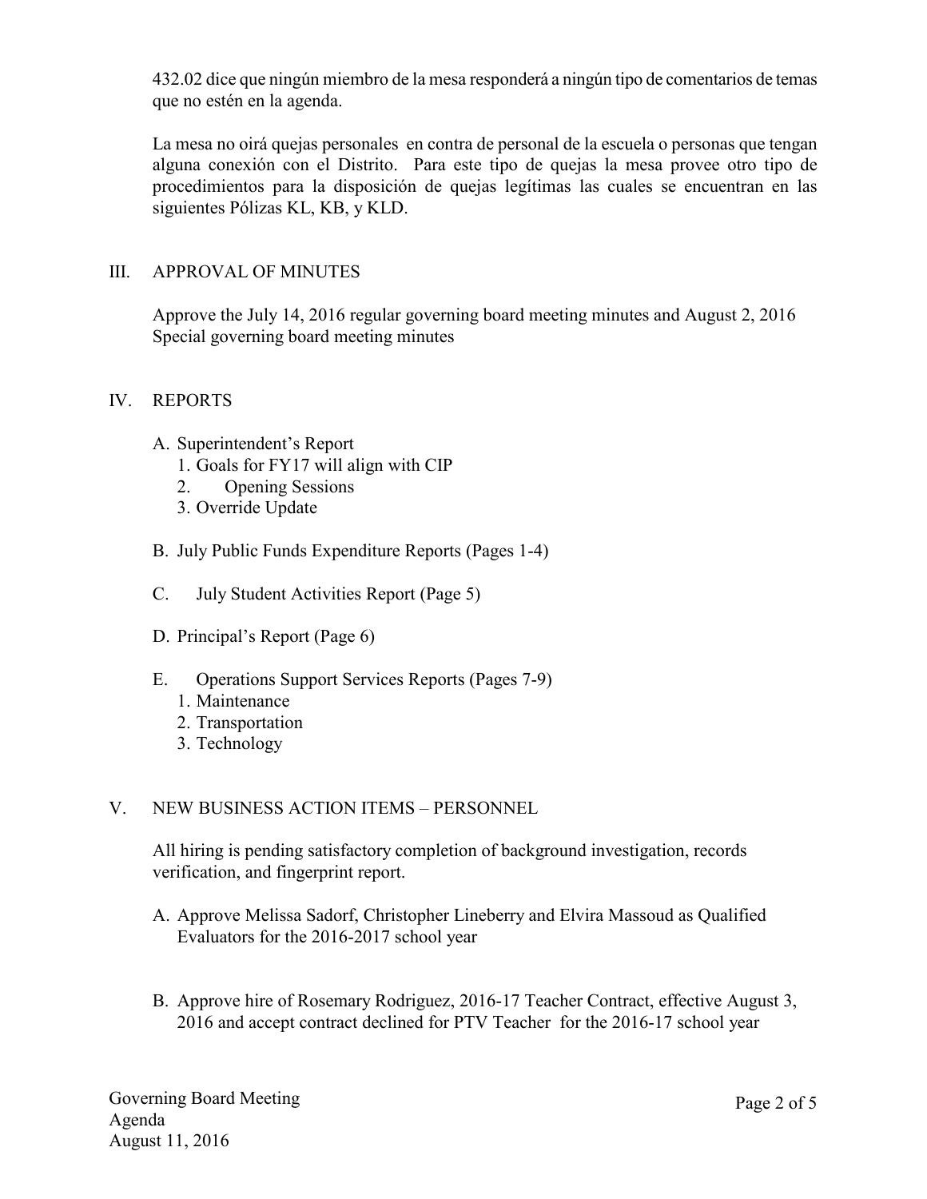432.02 dice que ningún miembro de la mesa responderá a ningún tipo de comentarios de temas que no estén en la agenda.

La mesa no oirá quejas personales en contra de personal de la escuela o personas que tengan alguna conexión con el Distrito. Para este tipo de quejas la mesa provee otro tipo de procedimientos para la disposición de quejas legítimas las cuales se encuentran en las siguientes Pólizas KL, KB, y KLD.

## III. APPROVAL OF MINUTES

Approve the July 14, 2016 regular governing board meeting minutes and August 2, 2016 Special governing board meeting minutes

## IV. REPORTS

A. Superintendent's Report
   1. Goals for FY17 will align with CIP
   2. Opening Sessions
   3. Override Update

B. July Public Funds Expenditure Reports (Pages 1-4)

C. July Student Activities Report (Page 5)

D. Principal's Report (Page 6)

E. Operations Support Services Reports (Pages 7-9)
   1. Maintenance
   2. Transportation
   3. Technology

## V. NEW BUSINESS ACTION ITEMS – PERSONNEL

All hiring is pending satisfactory completion of background investigation, records verification, and fingerprint report.

A. Approve Melissa Sadorf, Christopher Lineberry and Elvira Massoud as Qualified Evaluators for the 2016-2017 school year

B. Approve hire of Rosemary Rodriguez, 2016-17 Teacher Contract, effective August 3, 2016 and accept contract declined for PTV Teacher for the 2016-17 school year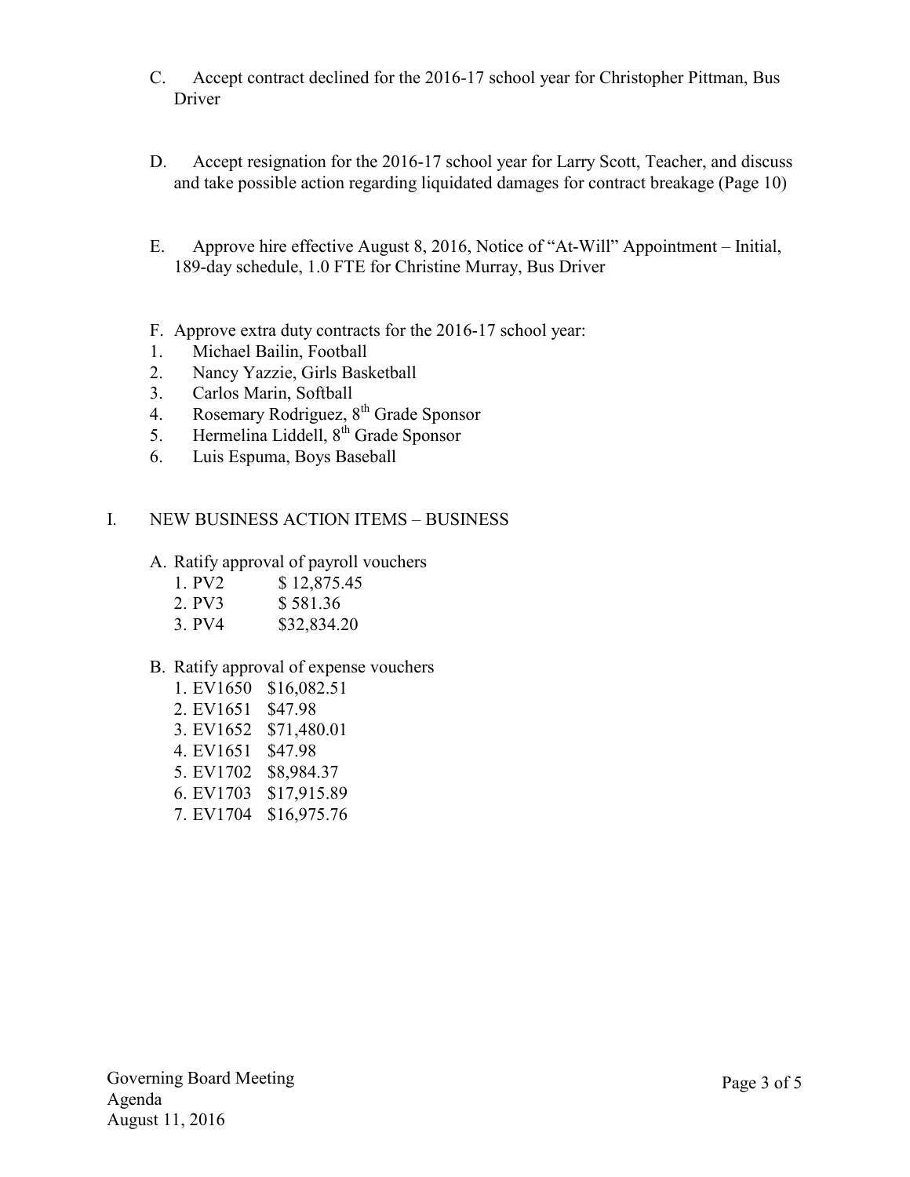C. Accept contract declined for the 2016-17 school year for Christopher Pittman, Bus Driver

D. Accept resignation for the 2016-17 school year for Larry Scott, Teacher, and discuss and take possible action regarding liquidated damages for contract breakage (Page 10)

E. Approve hire effective August 8, 2016, Notice of "At-Will" Appointment – Initial, 189-day schedule, 1.0 FTE for Christine Murray, Bus Driver

F. Approve extra duty contracts for the 2016-17 school year:

1. Michael Bailin, Football
2. Nancy Yazzie, Girls Basketball
3. Carlos Marin, Softball
4. Rosemary Rodriguez, 8th Grade Sponsor
5. Hermelina Liddell, 8th Grade Sponsor
6. Luis Espuma, Boys Baseball

## I. NEW BUSINESS ACTION ITEMS – BUSINESS

A. Ratify approval of payroll vouchers

1. PV2 $ 12,875.45
2. PV3 $ 581.36
3. PV4 $32,834.20

B. Ratify approval of expense vouchers

1. EV1650 $16,082.51
2. EV1651 $47.98
3. EV1652 $71,480.01
4. EV1651 $47.98
5. EV1702 $8,984.37
6. EV1703 $17,915.89
7. EV1704 $16,975.76

Governing Board Meeting
Agenda
August 11, 2016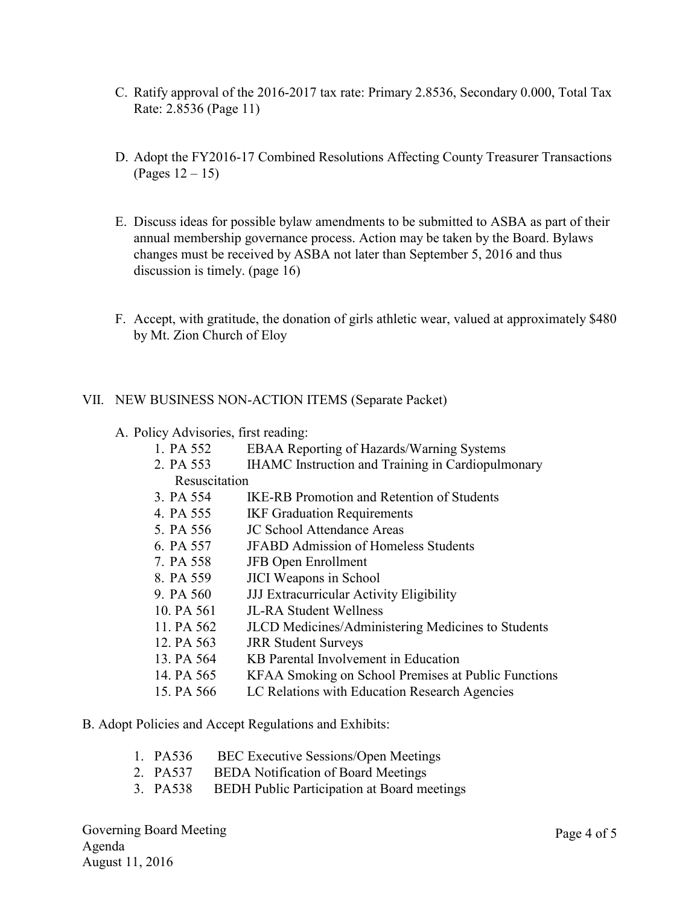C. Ratify approval of the 2016-2017 tax rate: Primary 2.8536, Secondary 0.000, Total Tax Rate: 2.8536 (Page 11)

D. Adopt the FY2016-17 Combined Resolutions Affecting County Treasurer Transactions (Pages 12 – 15)

E. Discuss ideas for possible bylaw amendments to be submitted to ASBA as part of their annual membership governance process. Action may be taken by the Board. Bylaws changes must be received by ASBA not later than September 5, 2016 and thus discussion is timely. (page 16)

F. Accept, with gratitude, the donation of girls athletic wear, valued at approximately $480 by Mt. Zion Church of Eloy

VII. NEW BUSINESS NON-ACTION ITEMS (Separate Packet)

A. Policy Advisories, first reading:

1. PA 552 EBAA Reporting of Hazards/Warning Systems
2. PA 553 IHAMC Instruction and Training in Cardiopulmonary Resuscitation
3. PA 554 IKE-RB Promotion and Retention of Students
4. PA 555 IKF Graduation Requirements
5. PA 556 JC School Attendance Areas
6. PA 557 JFABD Admission of Homeless Students
7. PA 558 JFB Open Enrollment
8. PA 559 JICI Weapons in School
9. PA 560 JJJ Extracurricular Activity Eligibility
10. PA 561 JL-RA Student Wellness
11. PA 562 JLCD Medicines/Administering Medicines to Students
12. PA 563 JRR Student Surveys
13. PA 564 KB Parental Involvement in Education
14. PA 565 KFAA Smoking on School Premises at Public Functions
15. PA 566 LC Relations with Education Research Agencies

B. Adopt Policies and Accept Regulations and Exhibits:

1. PA536 BEC Executive Sessions/Open Meetings
2. PA537 BEDA Notification of Board Meetings
3. PA538 BEDH Public Participation at Board meetings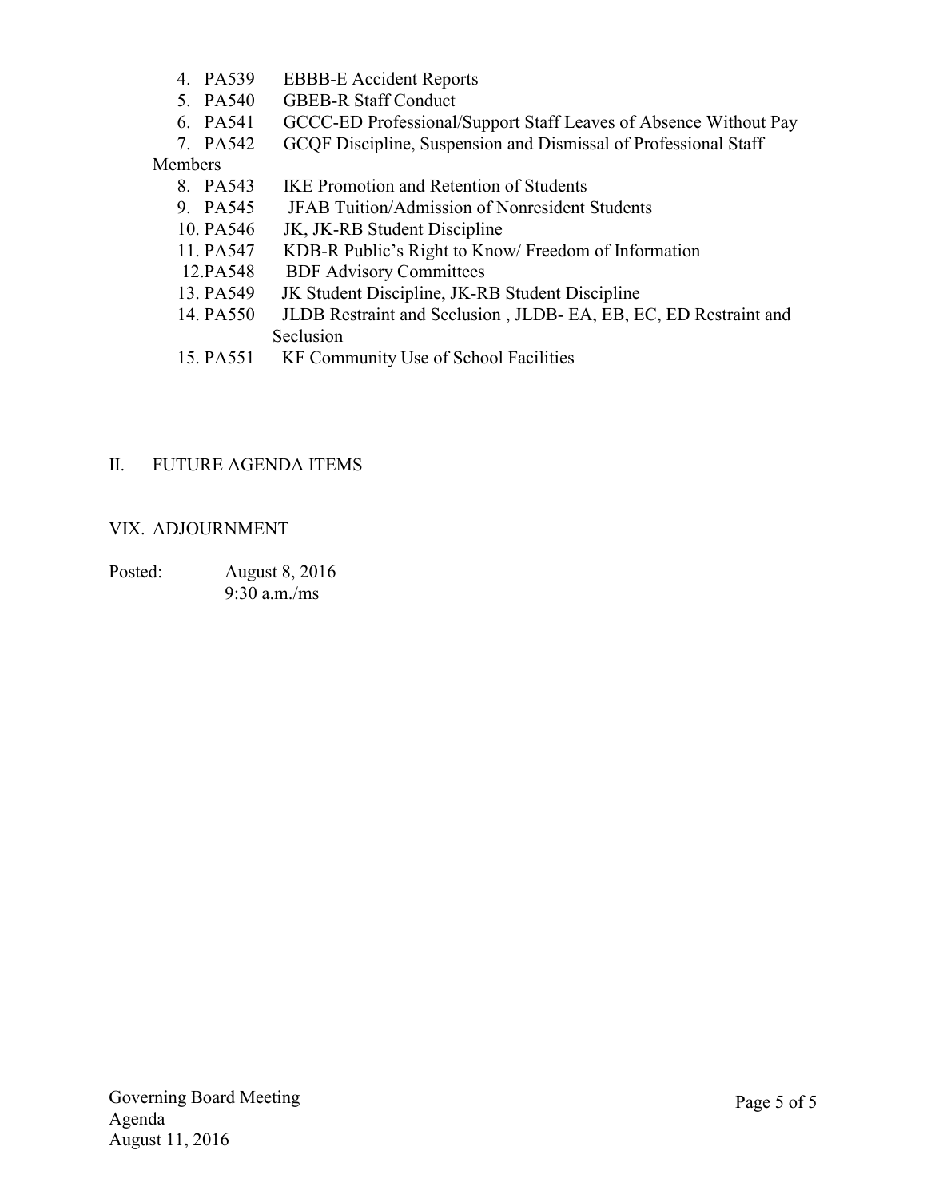4. PA539 EBBB-E Accident Reports
5. PA540 GBEB-R Staff Conduct
6. PA541 GCCC-ED Professional/Support Staff Leaves of Absence Without Pay
7. PA542 GCQF Discipline, Suspension and Dismissal of Professional Staff Members
8. PA543 IKE Promotion and Retention of Students
9. PA545 JFAB Tuition/Admission of Nonresident Students
10. PA546 JK, JK-RB Student Discipline
11. PA547 KDB-R Public's Right to Know/ Freedom of Information
12. PA548 BDF Advisory Committees
13. PA549 JK Student Discipline, JK-RB Student Discipline
14. PA550 JLDB Restraint and Seclusion , JLDB- EA, EB, EC, ED Restraint and Seclusion
15. PA551 KF Community Use of School Facilities

## II. FUTURE AGENDA ITEMS

## VIX. ADJOURNMENT

Posted: August 8, 2016
9:30 a.m./ms